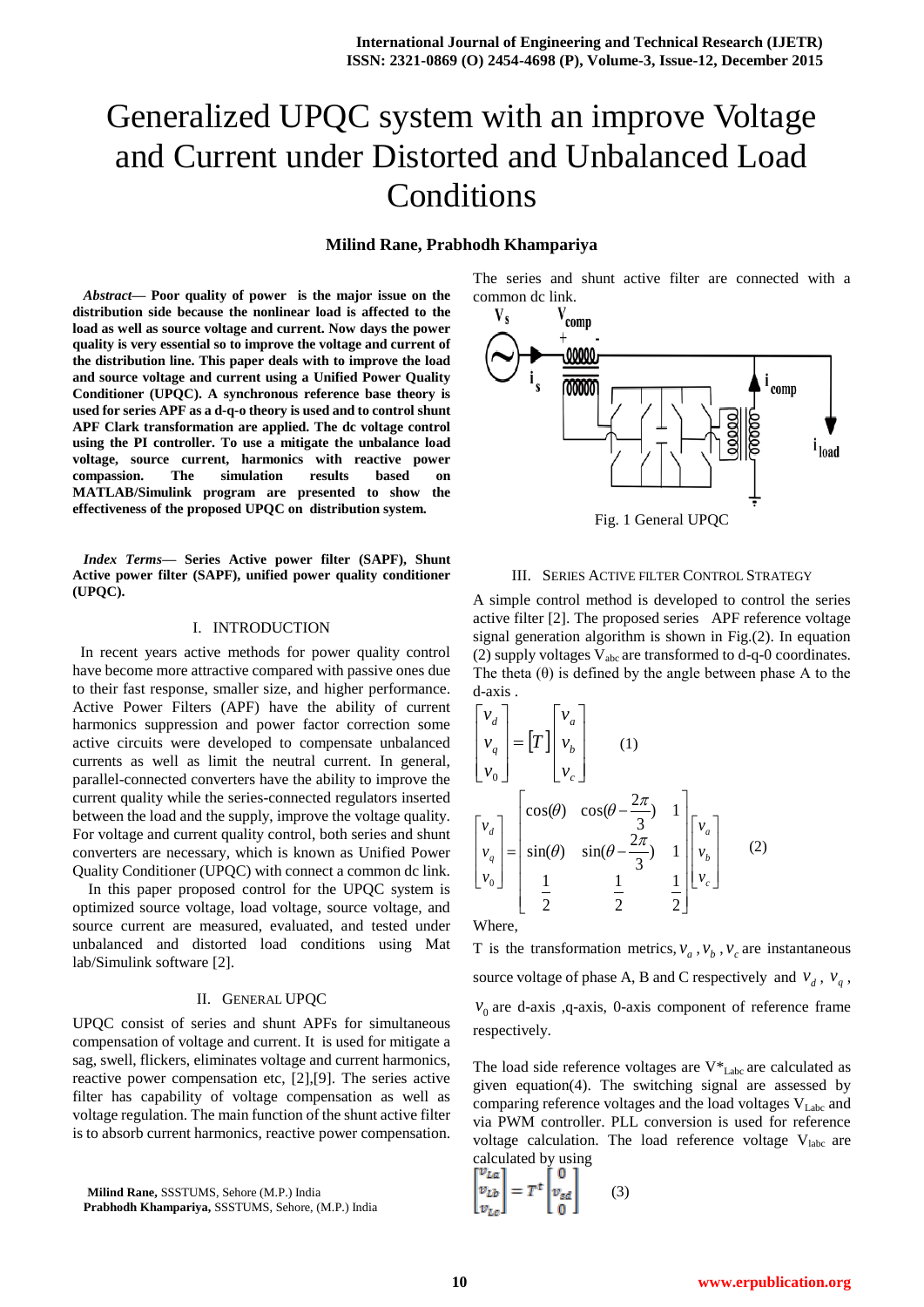# Generalized UPQC system with an improve Voltage and Current under Distorted and Unbalanced Load Conditions

**Milind Rane, Prabhodh Khampariya**

***Abstract*— Poor quality of power is the major issue on the distribution side because the nonlinear load is affected to the load as well as source voltage and current. Now days the power quality is very essential so to improve the voltage and current of the distribution line. This paper deals with to improve the load and source voltage and current using a Unified Power Quality Conditioner (UPQC). A synchronous reference base theory is used for series APF as a d-q-o theory is used and to control shunt APF Clark transformation are applied. The dc voltage control using the PI controller. To use a mitigate the unbalance load voltage, source current, harmonics with reactive power compasion. The simulation results based on MATLAB/Simulink program are presented to show the effectiveness of the proposed UPQC on distribution system.**

***Index Terms*— Series Active power filter (SAPF), Shunt Active power filter (SAPF), unified power quality conditioner (UPQC).**

## I. INTRODUCTION

In recent years active methods for power quality control have become more attractive compared with passive ones due to their fast response, smaller size, and higher performance. Active Power Filters (APF) have the ability of current harmonics suppression and power factor correction some active circuits were developed to compensate unbalanced currents as well as limit the neutral current. In general, parallel-connected converters have the ability to improve the current quality while the series-connected regulators inserted between the load and the supply, improve the voltage quality. For voltage and current quality control, both series and shunt converters are necessary, which is known as Unified Power Quality Conditioner (UPQC) with connect a common dc link.

In this paper proposed control for the UPQC system is optimized source voltage, load voltage, source voltage, and source current are measured, evaluated, and tested under unbalanced and distorted load conditions using Mat lab/Simulink software [2].

## II. GENERAL UPQC

UPQC consist of series and shunt APFs for simultaneous compensation of voltage and current. It is used for mitigate a sag, swell, flickers, eliminates voltage and current harmonics, reactive power compensation etc, [2],[9]. The series active filter has capability of voltage compensation as well as voltage regulation. The main function of the shunt active filter is to absorb current harmonics, reactive power compensation.

Milind Rane, SSSTUMS, Sehore (M.P.) India
Prabhodh Khampariya, SSSTUMS, Sehore, (M.P.) India

The series and shunt active filter are connected with a common dc link.

Fig. 1 General UPQC

## III. SERIES ACTIVE FILTER CONTROL STRATEGY

A simple control method is developed to control the series active filter [2]. The proposed series APF reference voltage signal generation algorithm is shown in Fig.(2). In equation (2) supply voltages $V_{abc}$ are transformed to d-q-0 coordinates. The theta (θ) is defined by the angle between phase A to the d-axis .

$$\begin{bmatrix} v_d \\ v_q \\ v_0 \end{bmatrix} = [T] \begin{bmatrix} v_a \\ v_b \\ v_c \end{bmatrix} \qquad (1)$$

$$\begin{bmatrix} v_d \\ v_q \\ v_0 \end{bmatrix} = \begin{bmatrix} \cos(\theta) & \cos(\theta - \frac{2\pi}{3}) & 1 \\ \sin(\theta) & \sin(\theta - \frac{2\pi}{3}) & 1 \\ \frac{1}{2} & \frac{1}{2} & \frac{1}{2} \end{bmatrix} \begin{bmatrix} v_a \\ v_b \\ v_c \end{bmatrix} \qquad (2)$$

Where,

T is the transformation metrics, $v_a$ , $v_b$ , $v_c$ are instantaneous source voltage of phase A, B and C respectively and $v_d$ , $v_q$ , $v_0$ are d-axis ,q-axis, 0-axis component of reference frame respectively.

The load side reference voltages are $V^*_{Labc}$ are calculated as given equation(4). The switching signal are assessed by comparing reference voltages and the load voltages $V_{Labc}$ and via PWM controller. PLL conversion is used for reference voltage calculation. The load reference voltage $V_{labc}$ are calculated by using

$$\begin{bmatrix} v_{La} \\ v_{Lb} \\ v_{Lc} \end{bmatrix} = T^t \begin{bmatrix} 0 \\ v_{sd} \\ 0 \end{bmatrix} \qquad (3)$$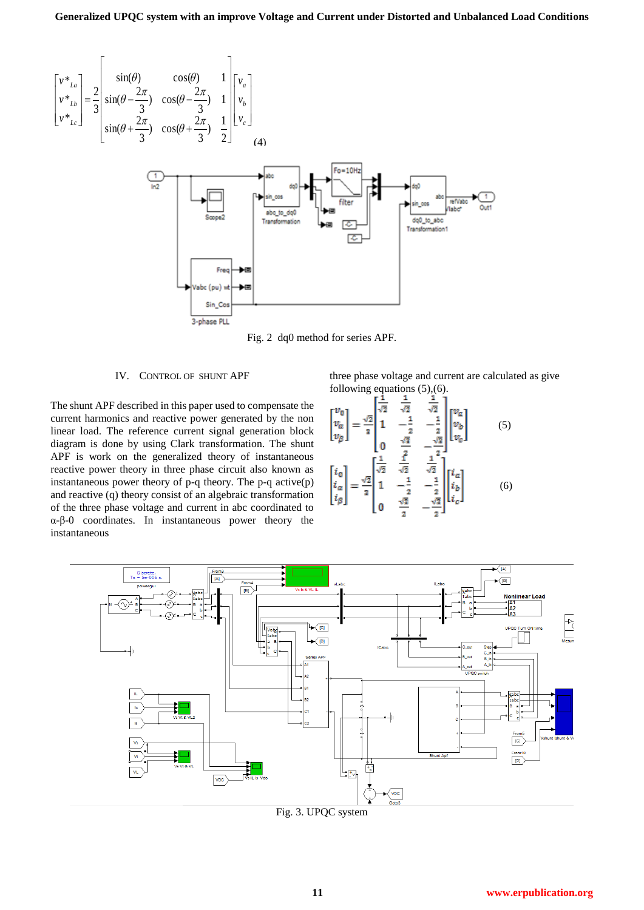$$\begin{bmatrix} v^*_{La} \\ v^*_{Lb} \\ v^*_{Lc} \end{bmatrix} = \frac{2}{3} \begin{bmatrix} \sin(\theta) & \cos(\theta) & 1 \\ \sin(\theta - \frac{2\pi}{3}) & \cos(\theta - \frac{2\pi}{3}) & 1 \\ \sin(\theta + \frac{2\pi}{3}) & \cos(\theta + \frac{2\pi}{3}) & \frac{1}{2} \end{bmatrix} \begin{bmatrix} v_a \\ v_b \\ v_c \end{bmatrix} \quad (4)$$

Fig. 2 dq0 method for series APF.

## IV. Control of Shunt APF

The shunt APF described in this paper used to compensate the current harmonics and reactive power generated by the non linear load. The reference current signal generation block diagram is done by using Clark transformation. The shunt APF is work on the generalized theory of instantaneous reactive power theory in three phase circuit also known as instantaneous power theory of p-q theory. The p-q active(p) and reactive (q) theory consist of an algebraic transformation of the three phase voltage and current in abc coordinated to α-β-0 coordinates. In instantaneous power theory the instantaneous three phase voltage and current are calculated as give following equations (5),(6).

$$\begin{bmatrix} v_0 \\ v_\alpha \\ v_\beta \end{bmatrix} = \frac{\sqrt{2}}{3} \begin{bmatrix} \frac{1}{\sqrt{2}} & \frac{1}{\sqrt{2}} & \frac{1}{\sqrt{2}} \\ 1 & -\frac{1}{2} & -\frac{1}{2} \\ 0 & \frac{\sqrt{3}}{2} & -\frac{\sqrt{3}}{2} \end{bmatrix} \begin{bmatrix} v_a \\ v_b \\ v_c \end{bmatrix} \quad (5)$$

$$\begin{bmatrix} i_0 \\ i_\alpha \\ i_\beta \end{bmatrix} = \frac{\sqrt{2}}{3} \begin{bmatrix} \frac{1}{\sqrt{2}} & \frac{1}{\sqrt{2}} & \frac{1}{\sqrt{2}} \\ 1 & -\frac{1}{2} & -\frac{1}{2} \\ 0 & \frac{\sqrt{3}}{2} & -\frac{\sqrt{3}}{2} \end{bmatrix} \begin{bmatrix} i_a \\ i_b \\ i_c \end{bmatrix} \quad (6)$$

Fig. 3. UPQC system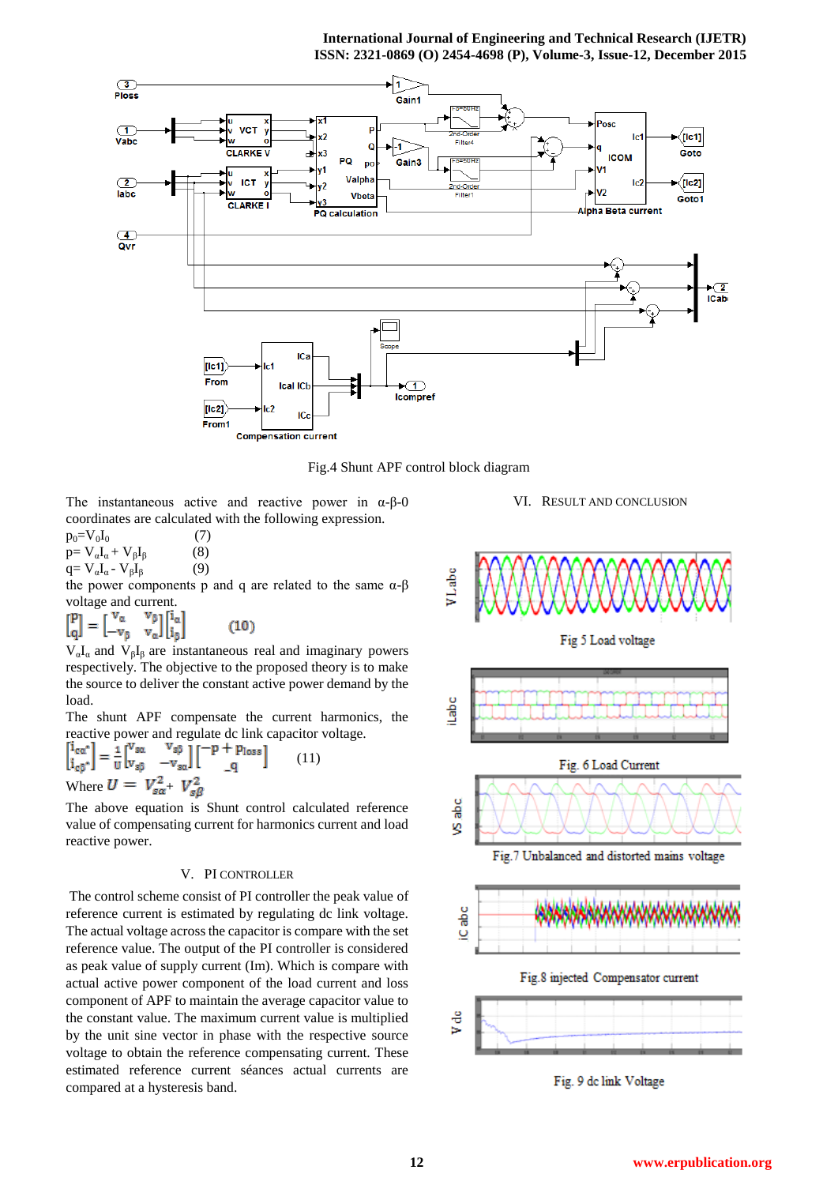Fig.4 Shunt APF control block diagram

The instantaneous active and reactive power in α-β-0 coordinates are calculated with the following expression.

$p_0 = V_0 I_0$ (7)

$p = V_\alpha I_\alpha + V_\beta I_\beta$ (8)

$q = V_\alpha I_\alpha - V_\beta I_\beta$ (9)

the power components p and q are related to the same α-β voltage and current.

$$\begin{bmatrix} p \\ q \end{bmatrix} = \begin{bmatrix} v_\alpha & v_\beta \\ -v_\beta & v_\alpha \end{bmatrix} \begin{bmatrix} i_\alpha \\ i_\beta \end{bmatrix} \qquad (10)$$

$V_\alpha I_\alpha$ and $V_\beta I_\beta$ are instantaneous real and imaginary powers respectively. The objective to the proposed theory is to make the source to deliver the constant active power demand by the load.

The shunt APF compensate the current harmonics, the reactive power and regulate dc link capacitor voltage.

$$\begin{bmatrix} i_{c\alpha}^* \\ i_{c\beta}^* \end{bmatrix} = \frac{1}{U} \begin{bmatrix} v_{s\alpha} & v_{s\beta} \\ v_{s\beta} & -v_{s\alpha} \end{bmatrix} \begin{bmatrix} -p + p_{loss} \\ -q \end{bmatrix} \qquad (11)$$

Where $U = V_{s\alpha}^2 + V_{s\beta}^2$

The above equation is Shunt control calculated reference value of compensating current for harmonics current and load reactive power.

## V. PI CONTROLLER

The control scheme consist of PI controller the peak value of reference current is estimated by regulating dc link voltage. The actual voltage across the capacitor is compare with the set reference value. The output of the PI controller is considered as peak value of supply current (Im). Which is compare with actual active power component of the load current and loss component of APF to maintain the average capacitor value to the constant value. The maximum current value is multiplied by the unit sine vector in phase with the respective source voltage to obtain the reference compensating current. These estimated reference current séances actual currents are compared at a hysteresis band.

## VI. RESULT AND CONCLUSION

Fig 5 Load voltage

Fig. 6 Load Current

Fig.7 Unbalanced and distorted mains voltage

Fig.8 injected Compensator current

Fig. 9 dc link Voltage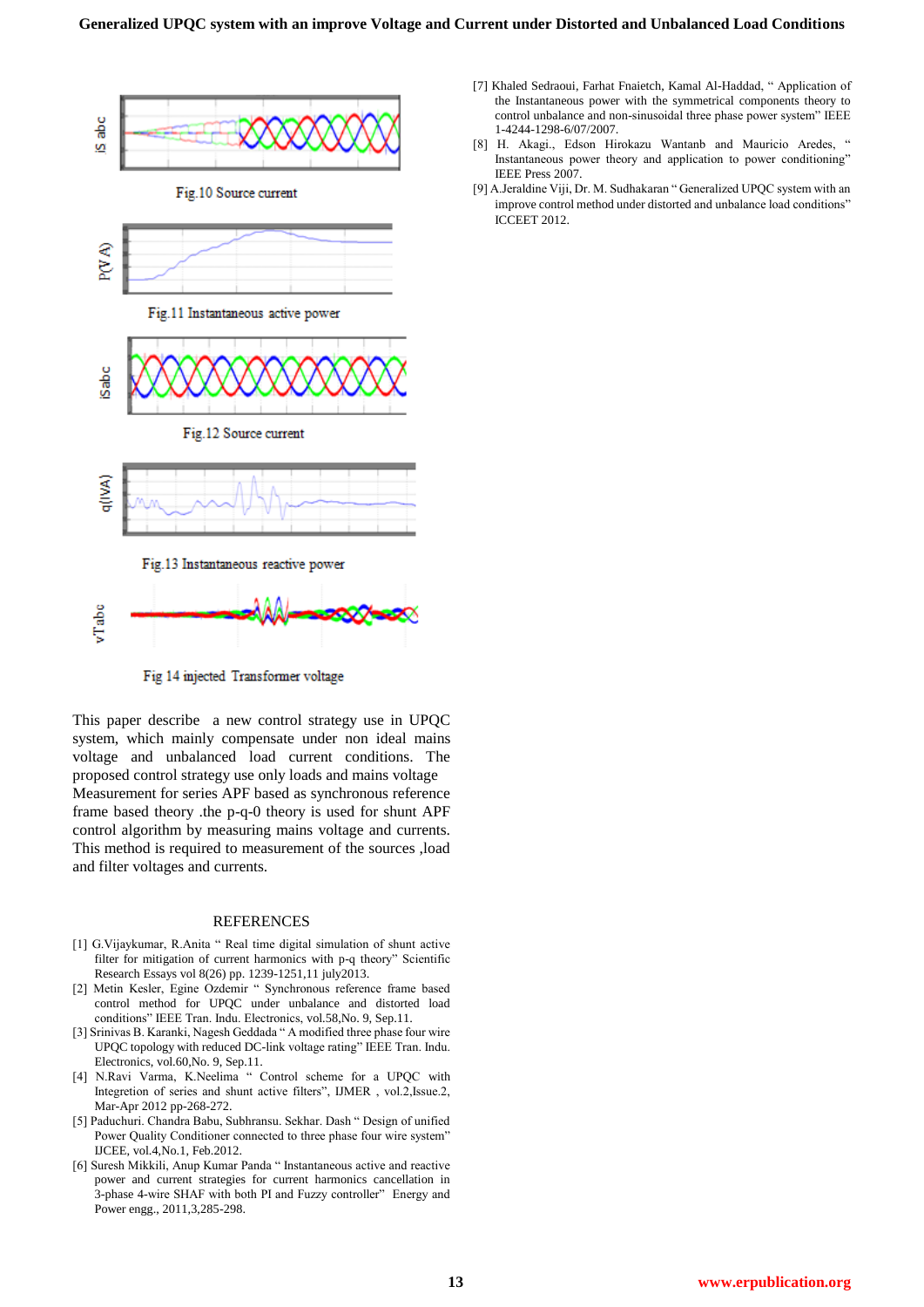iS abc

Fig.10 Source current

P(V A)

Fig.11 Instantaneous active power

iSabc

Fig.12 Source current

q(IVA)

Fig.13 Instantaneous reactive power

vTabc

Fig 14 injected Transformer voltage

This paper describe a new control strategy use in UPQC system, which mainly compensate under non ideal mains voltage and unbalanced load current conditions. The proposed control strategy use only loads and mains voltage Measurement for series APF based as synchronous reference frame based theory .the p-q-0 theory is used for shunt APF control algorithm by measuring mains voltage and currents. This method is required to measurement of the sources ,load and filter voltages and currents.

## REFERENCES

[1] G.Vijaykumar, R.Anita " Real time digital simulation of shunt active filter for mitigation of current harmonics with p-q theory" Scientific Research Essays vol 8(26) pp. 1239-1251,11 july2013.

[2] Metin Kesler, Egine Ozdemir " Synchronous reference frame based control method for UPQC under unbalance and distorted load conditions" IEEE Tran. Indu. Electronics, vol.58,No. 9, Sep.11.

[3] Srinivas B. Karanki, Nagesh Geddada " A modified three phase four wire UPQC topology with reduced DC-link voltage rating" IEEE Tran. Indu. Electronics, vol.60,No. 9, Sep.11.

[4] N.Ravi Varma, K.Neelima " Control scheme for a UPQC with Integrection of series and shunt active filters", IJMER , vol.2,Issue.2, Mar-Apr 2012 pp-268-272.

[5] Paduchuri. Chandra Babu, Subhransu. Sekhar. Dash " Design of unified Power Quality Conditioner connected to three phase four wire system" IJCEE, vol.4,No.1, Feb.2012.

[6] Suresh Mikkili, Anup Kumar Panda " Instantaneous active and reactive power and current strategies for current harmonics cancellation in 3-phase 4-wire SHAF with both PI and Fuzzy controller" Energy and Power engg., 2011,3,285-298.

[7] Khaled Sedraoui, Farhat Fnaietch, Kamal Al-Haddad, " Application of the Instantaneous power with the symmetrical components theory to control unbalance and non-sinusoidal three phase power system" IEEE 1-4244-1298-6/07/2007.

[8] H. Akagi., Edson Hirokazu Wantanb and Mauricio Aredes, " Instantaneous power theory and application to power conditioning" IEEE Press 2007.

[9] A.Jeraldine Viji, Dr. M. Sudhakaran " Generalized UPQC system with an improve control method under distorted and unbalance load conditions" ICCEET 2012.